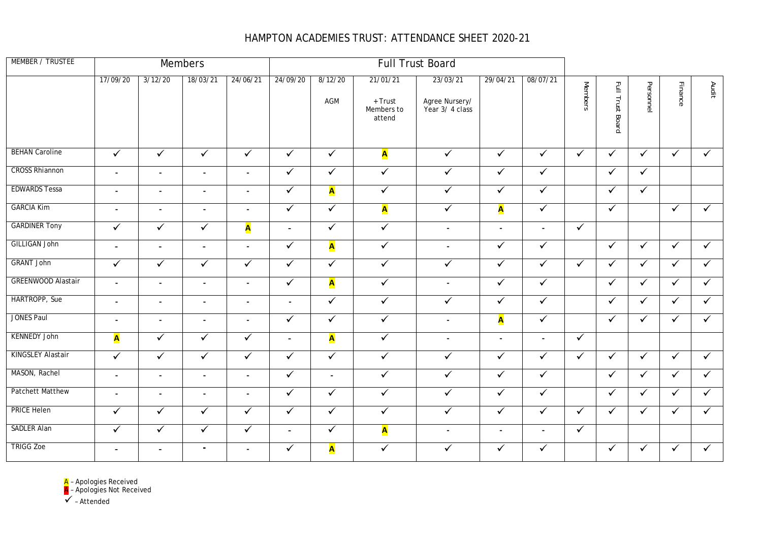# HAMPTON ACADEMIES TRUST: ATTENDANCE SHEET 2020-21

| MEMBER / TRUSTEE | Members | | | | Full Trust Board | | | | | | | | | | |
|---|---|---|---|---|---|---|---|---|---|---|---|---|---|---|---|
| | 17/09/20 | 3/12/20 | 18/03/21 | 24/06/21 | 24/09/20 | 8/12/20 AGM | 21/01/21 + Trust Members to attend | 23/03/21 Agree Nursery/ Year 3/ 4 class | 29/04/21 | 08/07/21 | Members | Full Trust Board | Personnel | Finance | Audit |
| BEHAN Caroline | ✓ | ✓ | ✓ | ✓ | ✓ | ✓ | A | ✓ | ✓ | ✓ | ✓ | ✓ | ✓ | ✓ | ✓ |
| CROSS Rhiannon | - | - | - | - | ✓ | ✓ | ✓ | ✓ | ✓ | ✓ | | ✓ | ✓ | | |
| EDWARDS Tessa | - | - | - | - | ✓ | A | ✓ | ✓ | ✓ | ✓ | | ✓ | ✓ | | |
| GARCIA Kim | - | - | - | - | ✓ | ✓ | A | ✓ | A | ✓ | | ✓ | | ✓ | ✓ |
| GARDINER Tony | ✓ | ✓ | ✓ | A | - | ✓ | ✓ | - | - | - | ✓ | | | | |
| GILLIGAN John | - | - | - | - | ✓ | A | ✓ | - | ✓ | ✓ | | ✓ | ✓ | ✓ | ✓ |
| GRANT John | ✓ | ✓ | ✓ | ✓ | ✓ | ✓ | ✓ | ✓ | ✓ | ✓ | ✓ | ✓ | ✓ | ✓ | ✓ |
| GREENWOOD Alastair | - | - | - | - | ✓ | A | ✓ | - | ✓ | ✓ | | ✓ | ✓ | ✓ | ✓ |
| HARTROPP, Sue | - | - | - | - | - | ✓ | ✓ | ✓ | ✓ | ✓ | | ✓ | ✓ | ✓ | ✓ |
| JONES Paul | - | - | - | - | ✓ | ✓ | ✓ | - | A | ✓ | | ✓ | ✓ | ✓ | ✓ |
| KENNEDY John | A | ✓ | ✓ | ✓ | - | A | ✓ | - | - | - | ✓ | | | | |
| KINGSLEY Alastair | ✓ | ✓ | ✓ | ✓ | ✓ | ✓ | ✓ | ✓ | ✓ | ✓ | ✓ | ✓ | ✓ | ✓ | ✓ |
| MASON, Rachel | - | - | - | - | ✓ | - | ✓ | ✓ | ✓ | ✓ | | ✓ | ✓ | ✓ | ✓ |
| Patchett Matthew | - | - | - | - | ✓ | ✓ | ✓ | ✓ | ✓ | ✓ | | ✓ | ✓ | ✓ | ✓ |
| PRICE Helen | ✓ | ✓ | ✓ | ✓ | ✓ | ✓ | ✓ | ✓ | ✓ | ✓ | ✓ | ✓ | ✓ | ✓ | ✓ |
| SADLER Alan | ✓ | ✓ | ✓ | ✓ | - | ✓ | A | - | - | - | ✓ | | | | |
| TRIGG Zoe | - | - | - | - | ✓ | A | ✓ | ✓ | ✓ | ✓ | | ✓ | ✓ | ✓ | ✓ |

A – Apologies Received
A – Apologies Not Received
✓ – Attended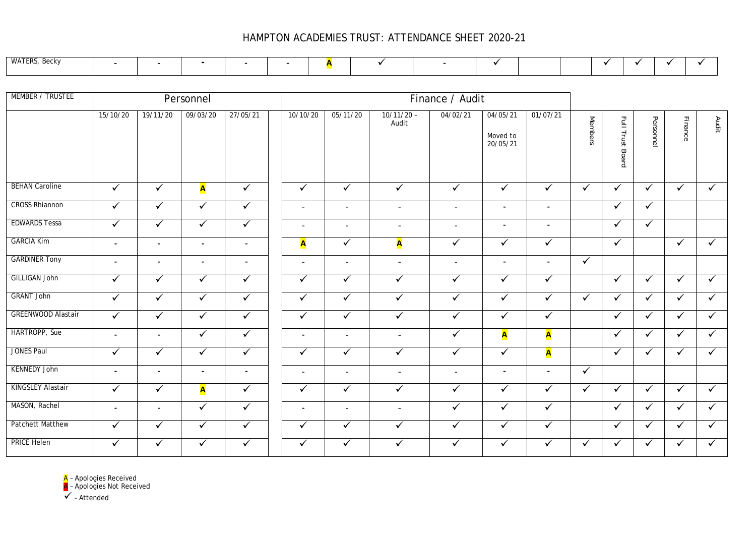# HAMPTON ACADEMIES TRUST: ATTENDANCE SHEET 2020-21

| MEMBER / TRUSTEE | Personnel | | | | | Finance / Audit | | | | | | | | | | |
|---|---|---|---|---|---|---|---|---|---|---|---|---|---|---|---|---|
| | 15/10/20 | 19/11/20 | 09/03/20 | 27/05/21 | | 10/10/20 | 05/11/20 | 10/11/20 – Audit | 04/02/21 | 04/05/21 Moved to 20/05/21 | 01/07/21 | Members | Full Trust Board | Personnel | Finance | Audit |
| WATERS, Becky | - | - | - | - | - | A | ✓ | - | ✓ | | | ✓ | ✓ | ✓ | ✓ | |
| BEHAN Caroline | ✓ | ✓ | A | ✓ | | ✓ | ✓ | ✓ | ✓ | ✓ | ✓ | ✓ | ✓ | ✓ | ✓ | ✓ |
| CROSS Rhiannon | ✓ | ✓ | ✓ | ✓ | | - | - | - | - | - | - | | ✓ | ✓ | | |
| EDWARDS Tessa | ✓ | ✓ | ✓ | ✓ | | - | - | - | - | - | - | | ✓ | ✓ | | |
| GARCIA Kim | - | - | - | - | | A | ✓ | A | ✓ | ✓ | ✓ | | ✓ | | ✓ | ✓ |
| GARDINER Tony | - | - | - | - | | - | - | - | - | - | - | ✓ | | | | |
| GILLIGAN John | ✓ | ✓ | ✓ | ✓ | | ✓ | ✓ | ✓ | ✓ | ✓ | ✓ | | ✓ | ✓ | ✓ | ✓ |
| GRANT John | ✓ | ✓ | ✓ | ✓ | | ✓ | ✓ | ✓ | ✓ | ✓ | ✓ | ✓ | ✓ | ✓ | ✓ | ✓ |
| GREENWOOD Alastair | ✓ | ✓ | ✓ | ✓ | | ✓ | ✓ | ✓ | ✓ | ✓ | ✓ | | ✓ | ✓ | ✓ | ✓ |
| HARTROPP, Sue | - | - | ✓ | ✓ | | - | - | - | ✓ | A | A | | ✓ | ✓ | ✓ | ✓ |
| JONES Paul | ✓ | ✓ | ✓ | ✓ | | ✓ | ✓ | ✓ | ✓ | ✓ | A | | ✓ | ✓ | ✓ | ✓ |
| KENNEDY John | - | - | - | - | | - | - | - | - | - | - | ✓ | | | | |
| KINGSLEY Alastair | ✓ | ✓ | A | ✓ | | ✓ | ✓ | ✓ | ✓ | ✓ | ✓ | ✓ | ✓ | ✓ | ✓ | ✓ |
| MASON, Rachel | - | - | ✓ | ✓ | | - | - | - | ✓ | ✓ | ✓ | | ✓ | ✓ | ✓ | ✓ |
| Patchett Matthew | ✓ | ✓ | ✓ | ✓ | | ✓ | ✓ | ✓ | ✓ | ✓ | ✓ | | ✓ | ✓ | ✓ | ✓ |
| PRICE Helen | ✓ | ✓ | ✓ | ✓ | | ✓ | ✓ | ✓ | ✓ | ✓ | ✓ | ✓ | ✓ | ✓ | ✓ | ✓ |

A – Apologies Received
A – Apologies Not Received
✓ – Attended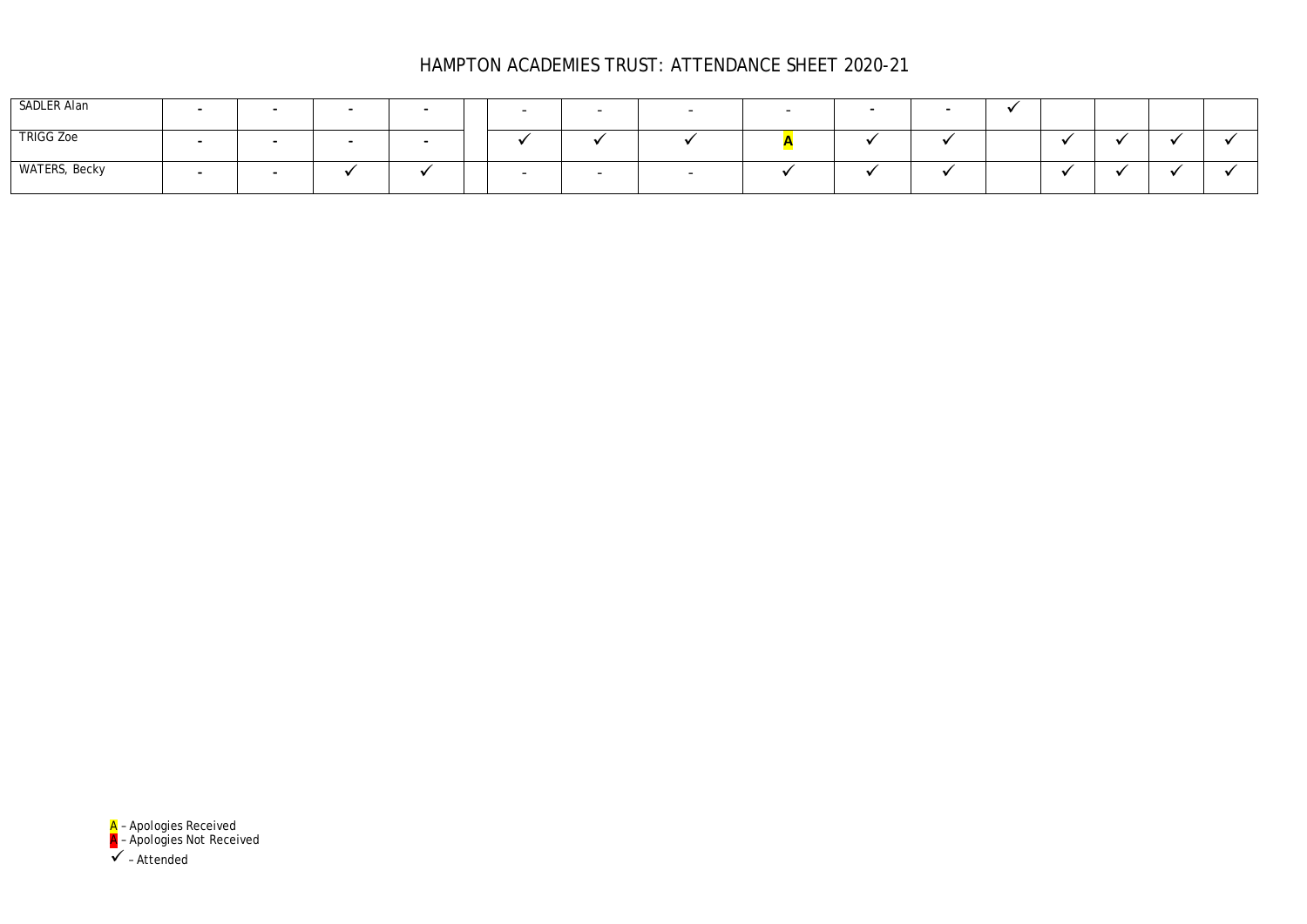# HAMPTON ACADEMIES TRUST: ATTENDANCE SHEET 2020-21

| | | | | | | | | | | | | | | | | |
|---|---|---|---|---|---|---|---|---|---|---|---|---|---|---|---|---|
| SADLER Alan | - | - | - | - | | - | - | - | - | - | - | ✓ | | | | |
| TRIGG Zoe | - | - | - | - | | ✓ | ✓ | ✓ | A | ✓ | ✓ | | ✓ | ✓ | ✓ | ✓ |
| WATERS, Becky | - | - | ✓ | ✓ | | - | - | - | ✓ | ✓ | ✓ | | ✓ | ✓ | ✓ | ✓ |

A – Apologies Received
A – Apologies Not Received
✓ – Attended